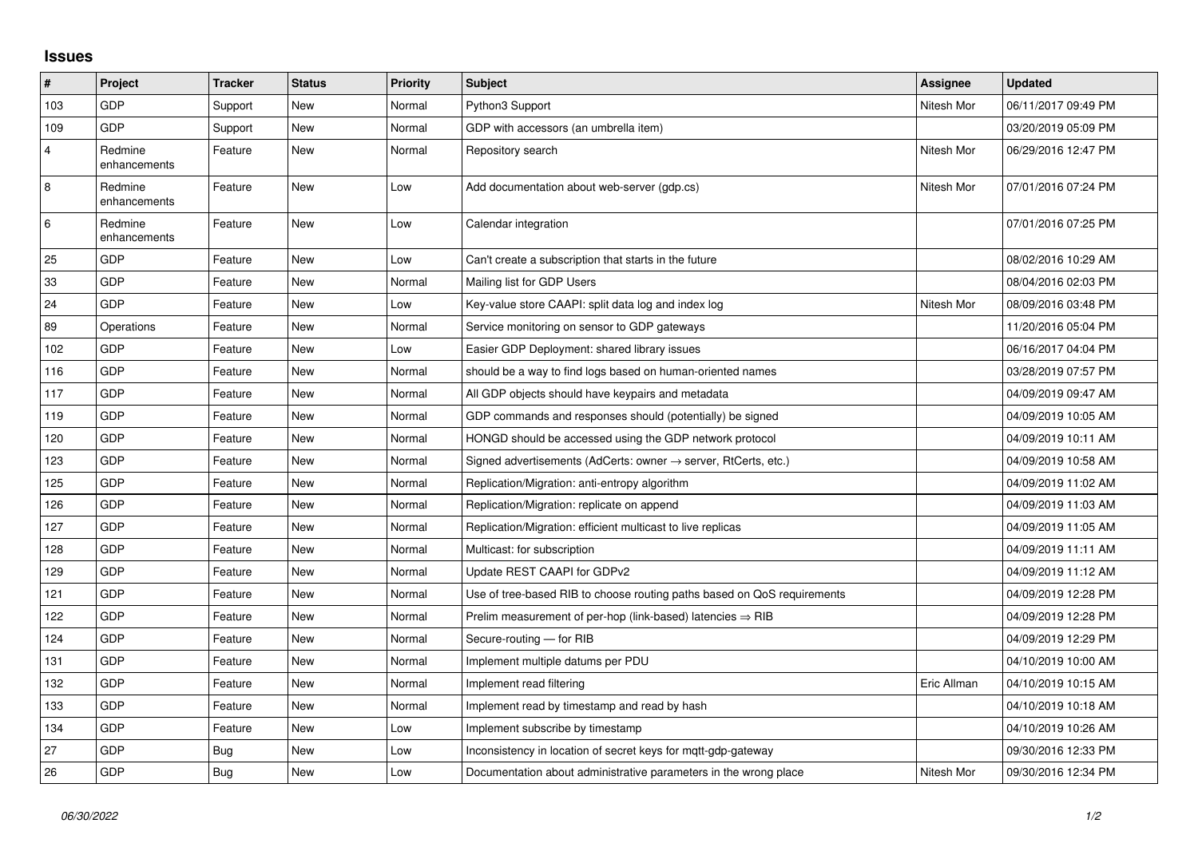# Issues

| # | Project | Tracker | Status | Priority | Subject | Assignee | Updated |
|---|---|---|---|---|---|---|---|
| 103 | GDP | Support | New | Normal | Python3 Support | Nitesh Mor | 06/11/2017 09:49 PM |
| 109 | GDP | Support | New | Normal | GDP with accessors (an umbrella item) | | 03/20/2019 05:09 PM |
| 4 | Redmine enhancements | Feature | New | Normal | Repository search | Nitesh Mor | 06/29/2016 12:47 PM |
| 8 | Redmine enhancements | Feature | New | Low | Add documentation about web-server (gdp.cs) | Nitesh Mor | 07/01/2016 07:24 PM |
| 6 | Redmine enhancements | Feature | New | Low | Calendar integration | | 07/01/2016 07:25 PM |
| 25 | GDP | Feature | New | Low | Can't create a subscription that starts in the future | | 08/02/2016 10:29 AM |
| 33 | GDP | Feature | New | Normal | Mailing list for GDP Users | | 08/04/2016 02:03 PM |
| 24 | GDP | Feature | New | Low | Key-value store CAAPI: split data log and index log | Nitesh Mor | 08/09/2016 03:48 PM |
| 89 | Operations | Feature | New | Normal | Service monitoring on sensor to GDP gateways | | 11/20/2016 05:04 PM |
| 102 | GDP | Feature | New | Low | Easier GDP Deployment: shared library issues | | 06/16/2017 04:04 PM |
| 116 | GDP | Feature | New | Normal | should be a way to find logs based on human-oriented names | | 03/28/2019 07:57 PM |
| 117 | GDP | Feature | New | Normal | All GDP objects should have keypairs and metadata | | 04/09/2019 09:47 AM |
| 119 | GDP | Feature | New | Normal | GDP commands and responses should (potentially) be signed | | 04/09/2019 10:05 AM |
| 120 | GDP | Feature | New | Normal | HONGD should be accessed using the GDP network protocol | | 04/09/2019 10:11 AM |
| 123 | GDP | Feature | New | Normal | Signed advertisements (AdCerts: owner → server, RtCerts, etc.) | | 04/09/2019 10:58 AM |
| 125 | GDP | Feature | New | Normal | Replication/Migration: anti-entropy algorithm | | 04/09/2019 11:02 AM |
| 126 | GDP | Feature | New | Normal | Replication/Migration: replicate on append | | 04/09/2019 11:03 AM |
| 127 | GDP | Feature | New | Normal | Replication/Migration: efficient multicast to live replicas | | 04/09/2019 11:05 AM |
| 128 | GDP | Feature | New | Normal | Multicast: for subscription | | 04/09/2019 11:11 AM |
| 129 | GDP | Feature | New | Normal | Update REST CAAPI for GDPv2 | | 04/09/2019 11:12 AM |
| 121 | GDP | Feature | New | Normal | Use of tree-based RIB to choose routing paths based on QoS requirements | | 04/09/2019 12:28 PM |
| 122 | GDP | Feature | New | Normal | Prelim measurement of per-hop (link-based) latencies ⇒ RIB | | 04/09/2019 12:28 PM |
| 124 | GDP | Feature | New | Normal | Secure-routing — for RIB | | 04/09/2019 12:29 PM |
| 131 | GDP | Feature | New | Normal | Implement multiple datums per PDU | | 04/10/2019 10:00 AM |
| 132 | GDP | Feature | New | Normal | Implement read filtering | Eric Allman | 04/10/2019 10:15 AM |
| 133 | GDP | Feature | New | Normal | Implement read by timestamp and read by hash | | 04/10/2019 10:18 AM |
| 134 | GDP | Feature | New | Low | Implement subscribe by timestamp | | 04/10/2019 10:26 AM |
| 27 | GDP | Bug | New | Low | Inconsistency in location of secret keys for mqtt-gdp-gateway | | 09/30/2016 12:33 PM |
| 26 | GDP | Bug | New | Low | Documentation about administrative parameters in the wrong place | Nitesh Mor | 09/30/2016 12:34 PM |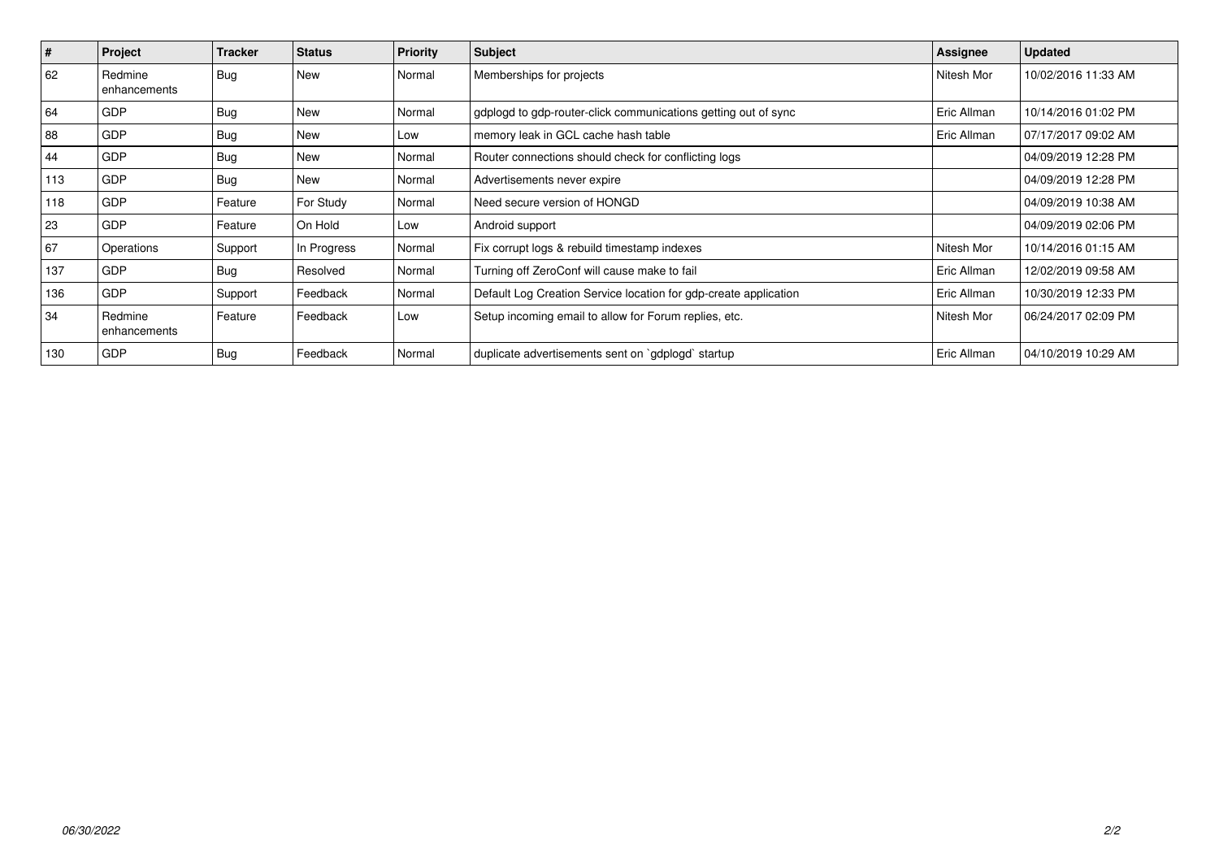| # | Project | Tracker | Status | Priority | Subject | Assignee | Updated |
|---|---|---|---|---|---|---|---|
| 62 | Redmine enhancements | Bug | New | Normal | Memberships for projects | Nitesh Mor | 10/02/2016 11:33 AM |
| 64 | GDP | Bug | New | Normal | gdplogd to gdp-router-click communications getting out of sync | Eric Allman | 10/14/2016 01:02 PM |
| 88 | GDP | Bug | New | Low | memory leak in GCL cache hash table | Eric Allman | 07/17/2017 09:02 AM |
| 44 | GDP | Bug | New | Normal | Router connections should check for conflicting logs | | 04/09/2019 12:28 PM |
| 113 | GDP | Bug | New | Normal | Advertisements never expire | | 04/09/2019 12:28 PM |
| 118 | GDP | Feature | For Study | Normal | Need secure version of HONGD | | 04/09/2019 10:38 AM |
| 23 | GDP | Feature | On Hold | Low | Android support | | 04/09/2019 02:06 PM |
| 67 | Operations | Support | In Progress | Normal | Fix corrupt logs & rebuild timestamp indexes | Nitesh Mor | 10/14/2016 01:15 AM |
| 137 | GDP | Bug | Resolved | Normal | Turning off ZeroConf will cause make to fail | Eric Allman | 12/02/2019 09:58 AM |
| 136 | GDP | Support | Feedback | Normal | Default Log Creation Service location for gdp-create application | Eric Allman | 10/30/2019 12:33 PM |
| 34 | Redmine enhancements | Feature | Feedback | Low | Setup incoming email to allow for Forum replies, etc. | Nitesh Mor | 06/24/2017 02:09 PM |
| 130 | GDP | Bug | Feedback | Normal | duplicate advertisements sent on `gdplogd` startup | Eric Allman | 04/10/2019 10:29 AM |

*06/30/2022*